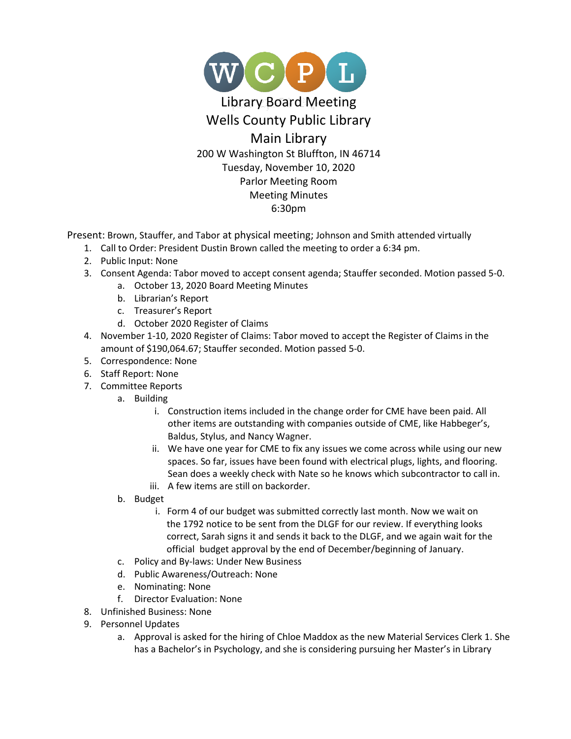WCPL

# Library Board Meeting
# Wells County Public Library
# Main Library

200 W Washington St Bluffton, IN 46714
Tuesday, November 10, 2020
Parlor Meeting Room
Meeting Minutes
6:30pm

Present: Brown, Stauffer, and Tabor at physical meeting; Johnson and Smith attended virtually

1. Call to Order: President Dustin Brown called the meeting to order a 6:34 pm.
2. Public Input: None
3. Consent Agenda: Tabor moved to accept consent agenda; Stauffer seconded. Motion passed 5-0.
   a. October 13, 2020 Board Meeting Minutes
   b. Librarian's Report
   c. Treasurer's Report
   d. October 2020 Register of Claims
4. November 1-10, 2020 Register of Claims: Tabor moved to accept the Register of Claims in the amount of $190,064.67; Stauffer seconded. Motion passed 5-0.
5. Correspondence: None
6. Staff Report: None
7. Committee Reports
   a. Building
      i. Construction items included in the change order for CME have been paid. All other items are outstanding with companies outside of CME, like Habbeger's, Baldus, Stylus, and Nancy Wagner.
      ii. We have one year for CME to fix any issues we come across while using our new spaces. So far, issues have been found with electrical plugs, lights, and flooring. Sean does a weekly check with Nate so he knows which subcontractor to call in.
      iii. A few items are still on backorder.
   b. Budget
      i. Form 4 of our budget was submitted correctly last month. Now we wait on the 1792 notice to be sent from the DLGF for our review. If everything looks correct, Sarah signs it and sends it back to the DLGF, and we again wait for the official budget approval by the end of December/beginning of January.
   c. Policy and By-laws: Under New Business
   d. Public Awareness/Outreach: None
   e. Nominating: None
   f. Director Evaluation: None
8. Unfinished Business: None
9. Personnel Updates
   a. Approval is asked for the hiring of Chloe Maddox as the new Material Services Clerk 1. She has a Bachelor's in Psychology, and she is considering pursuing her Master's in Library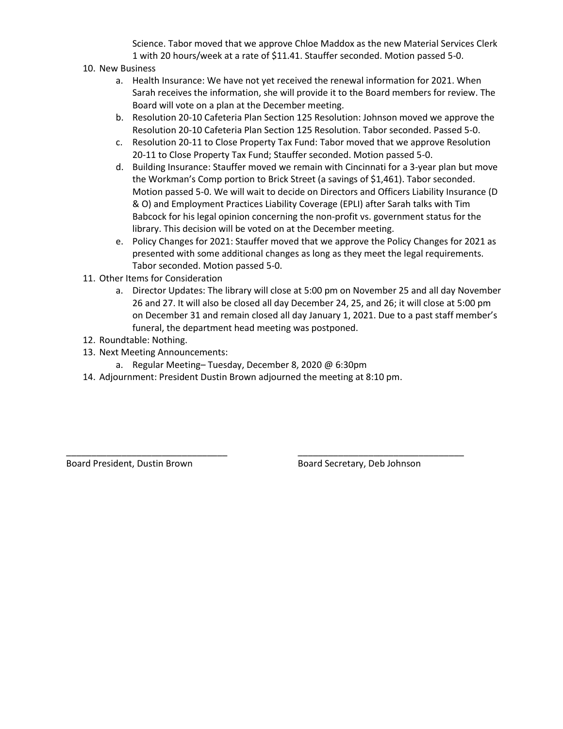Science. Tabor moved that we approve Chloe Maddox as the new Material Services Clerk 1 with 20 hours/week at a rate of $11.41. Stauffer seconded. Motion passed 5-0.

10. New Business
    a. Health Insurance: We have not yet received the renewal information for 2021. When Sarah receives the information, she will provide it to the Board members for review. The Board will vote on a plan at the December meeting.
    b. Resolution 20-10 Cafeteria Plan Section 125 Resolution: Johnson moved we approve the Resolution 20-10 Cafeteria Plan Section 125 Resolution. Tabor seconded. Passed 5-0.
    c. Resolution 20-11 to Close Property Tax Fund: Tabor moved that we approve Resolution 20-11 to Close Property Tax Fund; Stauffer seconded. Motion passed 5-0.
    d. Building Insurance: Stauffer moved we remain with Cincinnati for a 3-year plan but move the Workman's Comp portion to Brick Street (a savings of $1,461). Tabor seconded. Motion passed 5-0. We will wait to decide on Directors and Officers Liability Insurance (D & O) and Employment Practices Liability Coverage (EPLI) after Sarah talks with Tim Babcock for his legal opinion concerning the non-profit vs. government status for the library. This decision will be voted on at the December meeting.
    e. Policy Changes for 2021: Stauffer moved that we approve the Policy Changes for 2021 as presented with some additional changes as long as they meet the legal requirements. Tabor seconded. Motion passed 5-0.
11. Other Items for Consideration
    a. Director Updates: The library will close at 5:00 pm on November 25 and all day November 26 and 27. It will also be closed all day December 24, 25, and 26; it will close at 5:00 pm on December 31 and remain closed all day January 1, 2021. Due to a past staff member's funeral, the department head meeting was postponed.
12. Roundtable: Nothing.
13. Next Meeting Announcements:
    a. Regular Meeting– Tuesday, December 8, 2020 @ 6:30pm
14. Adjournment: President Dustin Brown adjourned the meeting at 8:10 pm.

_______________________________ Board President, Dustin Brown

_______________________________ Board Secretary, Deb Johnson